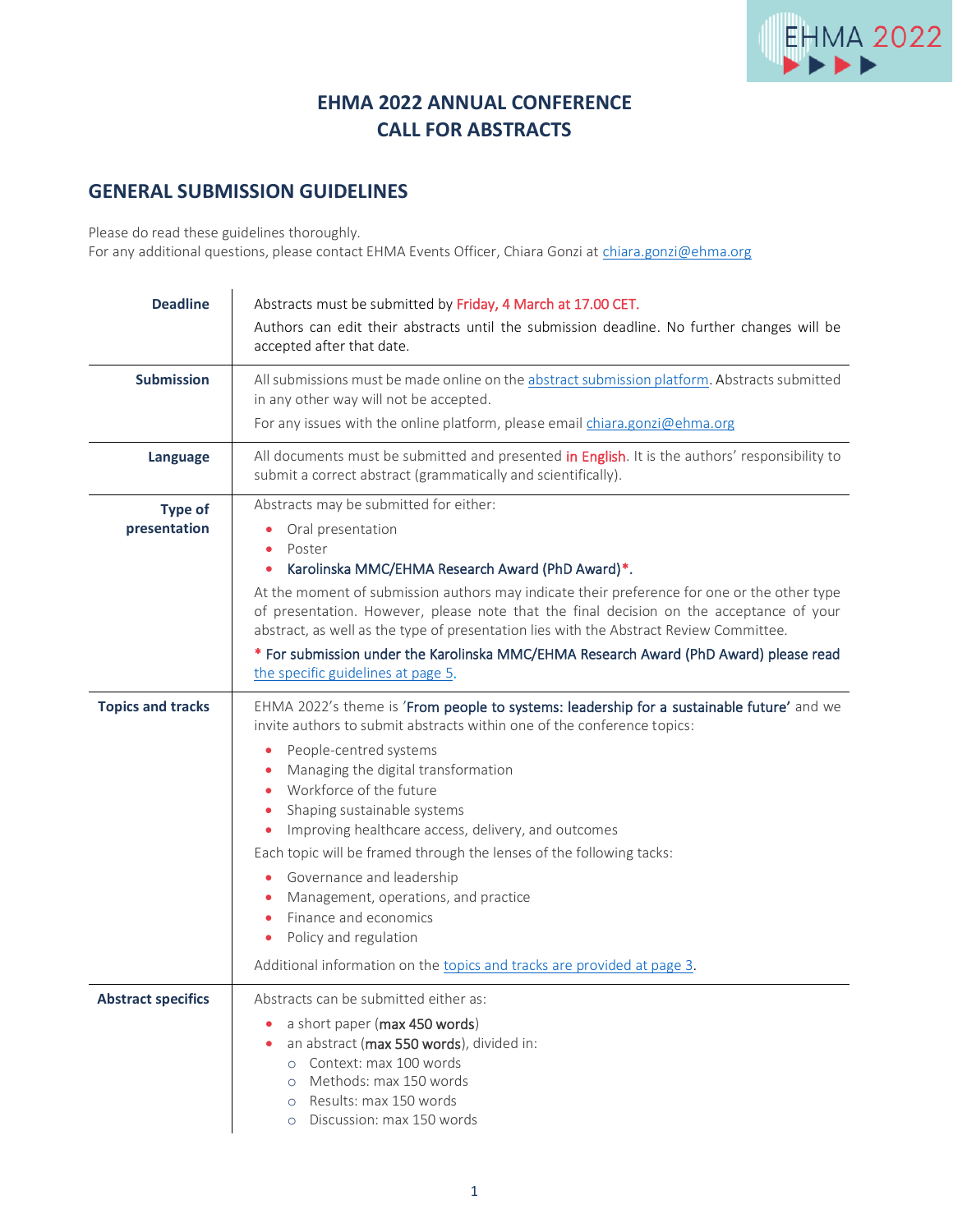# EHMA 2022 ANNUAL CONFERENCE
# CALL FOR ABSTRACTS

## GENERAL SUBMISSION GUIDELINES

Please do read these guidelines thoroughly.
For any additional questions, please contact EHMA Events Officer, Chiara Gonzi at chiara.gonzi@ehma.org

| | |
|---|---|
| **Deadline** | Abstracts must be submitted by Friday, 4 March at 17.00 CET.<br>Authors can edit their abstracts until the submission deadline. No further changes will be accepted after that date. |
| **Submission** | All submissions must be made online on the abstract submission platform. Abstracts submitted in any other way will not be accepted.<br>For any issues with the online platform, please email chiara.gonzi@ehma.org |
| **Language** | All documents must be submitted and presented in English. It is the authors' responsibility to submit a correct abstract (grammatically and scientifically). |
| **Type of presentation** | Abstracts may be submitted for either:<br>• Oral presentation<br>• Poster<br>• Karolinska MMC/EHMA Research Award (PhD Award)*.<br>At the moment of submission authors may indicate their preference for one or the other type of presentation. However, please note that the final decision on the acceptance of your abstract, as well as the type of presentation lies with the Abstract Review Committee.<br>* For submission under the Karolinska MMC/EHMA Research Award (PhD Award) please read the specific guidelines at page 5. |
| **Topics and tracks** | EHMA 2022's theme is 'From people to systems: leadership for a sustainable future' and we invite authors to submit abstracts within one of the conference topics:<br>• People-centred systems<br>• Managing the digital transformation<br>• Workforce of the future<br>• Shaping sustainable systems<br>• Improving healthcare access, delivery, and outcomes<br>Each topic will be framed through the lenses of the following tacks:<br>• Governance and leadership<br>• Management, operations, and practice<br>• Finance and economics<br>• Policy and regulation<br>Additional information on the topics and tracks are provided at page 3. |
| **Abstract specifics** | Abstracts can be submitted either as:<br>• a short paper (max 450 words)<br>• an abstract (max 550 words), divided in:<br>  ○ Context: max 100 words<br>  ○ Methods: max 150 words<br>  ○ Results: max 150 words<br>  ○ Discussion: max 150 words |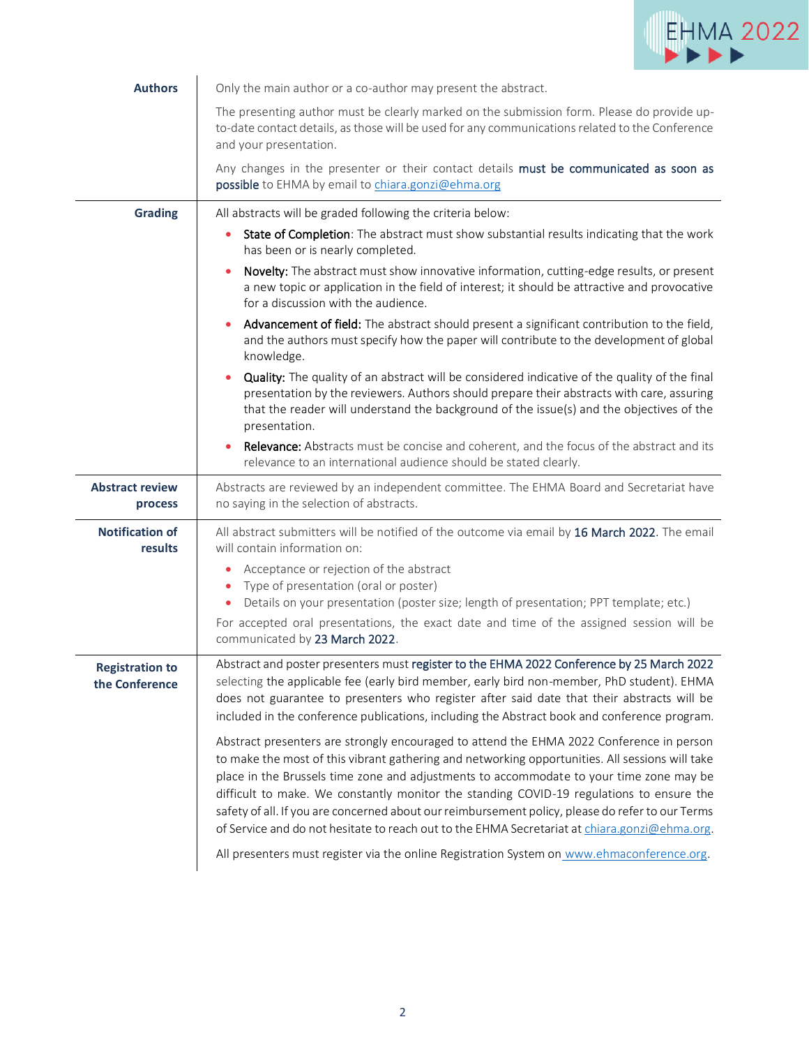| | |
|---|---|
| **Authors** | Only the main author or a co-author may present the abstract.<br><br>The presenting author must be clearly marked on the submission form. Please do provide up-to-date contact details, as those will be used for any communications related to the Conference and your presentation.<br><br>Any changes in the presenter or their contact details **must be communicated as soon as possible** to EHMA by email to chiara.gonzi@ehma.org |
| **Grading** | All abstracts will be graded following the criteria below:<br>• **State of Completion**: The abstract must show substantial results indicating that the work has been or is nearly completed.<br>• **Novelty:** The abstract must show innovative information, cutting-edge results, or present a new topic or application in the field of interest; it should be attractive and provocative for a discussion with the audience.<br>• **Advancement of field:** The abstract should present a significant contribution to the field, and the authors must specify how the paper will contribute to the development of global knowledge.<br>• **Quality:** The quality of an abstract will be considered indicative of the quality of the final presentation by the reviewers. Authors should prepare their abstracts with care, assuring that the reader will understand the background of the issue(s) and the objectives of the presentation.<br>• **Relevance:** Abstracts must be concise and coherent, and the focus of the abstract and its relevance to an international audience should be stated clearly. |
| **Abstract review process** | Abstracts are reviewed by an independent committee. The EHMA Board and Secretariat have no saying in the selection of abstracts. |
| **Notification of results** | All abstract submitters will be notified of the outcome via email by **16 March 2022**. The email will contain information on:<br>• Acceptance or rejection of the abstract<br>• Type of presentation (oral or poster)<br>• Details on your presentation (poster size; length of presentation; PPT template; etc.)<br><br>For accepted oral presentations, the exact date and time of the assigned session will be communicated by **23 March 2022**. |
| **Registration to the Conference** | Abstract and poster presenters must **register to the EHMA 2022 Conference by 25 March 2022** selecting the applicable fee (early bird member, early bird non-member, PhD student). EHMA does not guarantee to presenters who register after said date that their abstracts will be included in the conference publications, including the Abstract book and conference program.<br><br>Abstract presenters are strongly encouraged to attend the EHMA 2022 Conference in person to make the most of this vibrant gathering and networking opportunities. All sessions will take place in the Brussels time zone and adjustments to accommodate to your time zone may be difficult to make. We constantly monitor the standing COVID-19 regulations to ensure the safety of all. If you are concerned about our reimbursement policy, please do refer to our Terms of Service and do not hesitate to reach out to the EHMA Secretariat at chiara.gonzi@ehma.org.<br><br>All presenters must register via the online Registration System on www.ehmaconference.org. |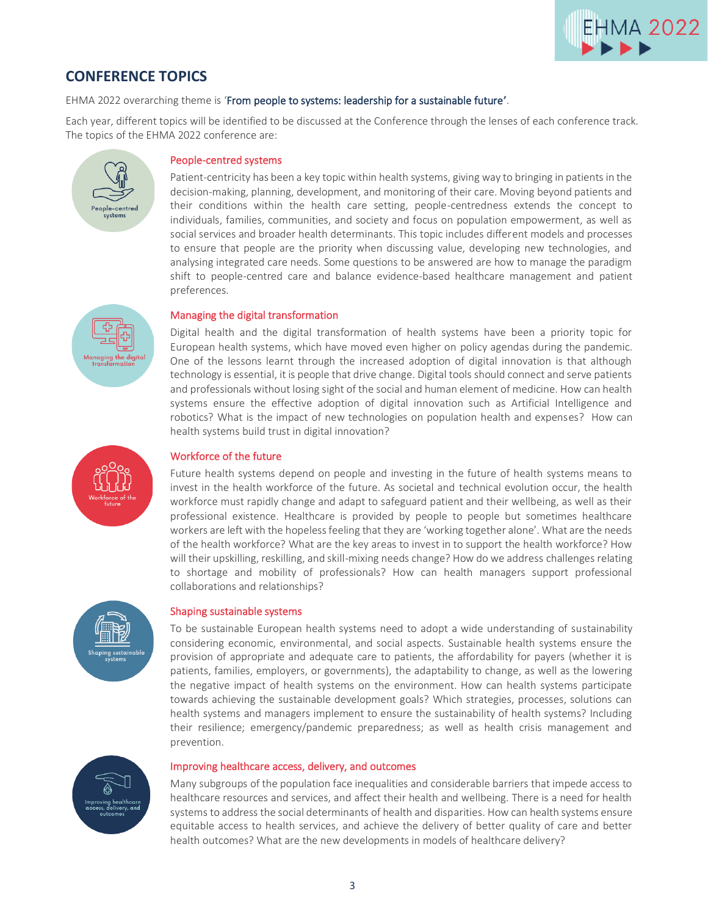## CONFERENCE TOPICS

EHMA 2022 overarching theme is '**From people to systems: leadership for a sustainable future'**.

Each year, different topics will be identified to be discussed at the Conference through the lenses of each conference track. The topics of the EHMA 2022 conference are:

### People-centred systems

Patient-centricity has been a key topic within health systems, giving way to bringing in patients in the decision-making, planning, development, and monitoring of their care. Moving beyond patients and their conditions within the health care setting, people-centredness extends the concept to individuals, families, communities, and society and focus on population empowerment, as well as social services and broader health determinants. This topic includes different models and processes to ensure that people are the priority when discussing value, developing new technologies, and analysing integrated care needs. Some questions to be answered are how to manage the paradigm shift to people-centred care and balance evidence-based healthcare management and patient preferences.

### Managing the digital transformation

Digital health and the digital transformation of health systems have been a priority topic for European health systems, which have moved even higher on policy agendas during the pandemic. One of the lessons learnt through the increased adoption of digital innovation is that although technology is essential, it is people that drive change. Digital tools should connect and serve patients and professionals without losing sight of the social and human element of medicine. How can health systems ensure the effective adoption of digital innovation such as Artificial Intelligence and robotics? What is the impact of new technologies on population health and expenses? How can health systems build trust in digital innovation?

### Workforce of the future

Future health systems depend on people and investing in the future of health systems means to invest in the health workforce of the future. As societal and technical evolution occur, the health workforce must rapidly change and adapt to safeguard patient and their wellbeing, as well as their professional existence. Healthcare is provided by people to people but sometimes healthcare workers are left with the hopeless feeling that they are 'working together alone'. What are the needs of the health workforce? What are the key areas to invest in to support the health workforce? How will their upskilling, reskilling, and skill-mixing needs change? How do we address challenges relating to shortage and mobility of professionals? How can health managers support professional collaborations and relationships?

### Shaping sustainable systems

To be sustainable European health systems need to adopt a wide understanding of sustainability considering economic, environmental, and social aspects. Sustainable health systems ensure the provision of appropriate and adequate care to patients, the affordability for payers (whether it is patients, families, employers, or governments), the adaptability to change, as well as the lowering the negative impact of health systems on the environment. How can health systems participate towards achieving the sustainable development goals? Which strategies, processes, solutions can health systems and managers implement to ensure the sustainability of health systems? Including their resilience; emergency/pandemic preparedness; as well as health crisis management and prevention.

### Improving healthcare access, delivery, and outcomes

Many subgroups of the population face inequalities and considerable barriers that impede access to healthcare resources and services, and affect their health and wellbeing. There is a need for health systems to address the social determinants of health and disparities. How can health systems ensure equitable access to health services, and achieve the delivery of better quality of care and better health outcomes? What are the new developments in models of healthcare delivery?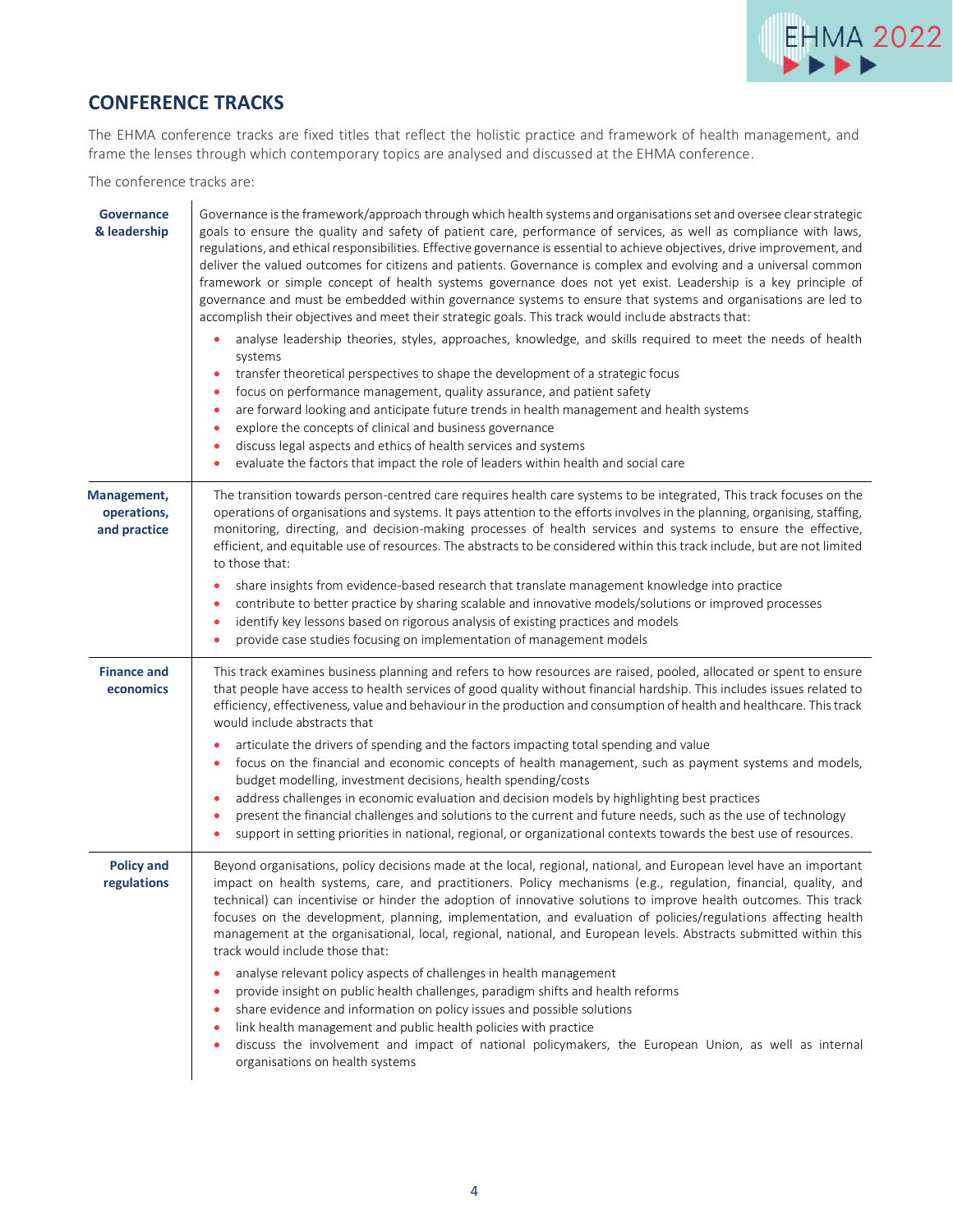## CONFERENCE TRACKS

The EHMA conference tracks are fixed titles that reflect the holistic practice and framework of health management, and frame the lenses through which contemporary topics are analysed and discussed at the EHMA conference.

The conference tracks are:

**Governance & leadership**

Governance is the framework/approach through which health systems and organisations set and oversee clear strategic goals to ensure the quality and safety of patient care, performance of services, as well as compliance with laws, regulations, and ethical responsibilities. Effective governance is essential to achieve objectives, drive improvement, and deliver the valued outcomes for citizens and patients. Governance is complex and evolving and a universal common framework or simple concept of health systems governance does not yet exist. Leadership is a key principle of governance and must be embedded within governance systems to ensure that systems and organisations are led to accomplish their objectives and meet their strategic goals. This track would include abstracts that:

- analyse leadership theories, styles, approaches, knowledge, and skills required to meet the needs of health systems
- transfer theoretical perspectives to shape the development of a strategic focus
- focus on performance management, quality assurance, and patient safety
- are forward looking and anticipate future trends in health management and health systems
- explore the concepts of clinical and business governance
- discuss legal aspects and ethics of health services and systems
- evaluate the factors that impact the role of leaders within health and social care

**Management, operations, and practice**

The transition towards person-centred care requires health care systems to be integrated, This track focuses on the operations of organisations and systems. It pays attention to the efforts involves in the planning, organising, staffing, monitoring, directing, and decision-making processes of health services and systems to ensure the effective, efficient, and equitable use of resources. The abstracts to be considered within this track include, but are not limited to those that:

- share insights from evidence-based research that translate management knowledge into practice
- contribute to better practice by sharing scalable and innovative models/solutions or improved processes
- identify key lessons based on rigorous analysis of existing practices and models
- provide case studies focusing on implementation of management models

**Finance and economics**

This track examines business planning and refers to how resources are raised, pooled, allocated or spent to ensure that people have access to health services of good quality without financial hardship. This includes issues related to efficiency, effectiveness, value and behaviour in the production and consumption of health and healthcare. This track would include abstracts that

- articulate the drivers of spending and the factors impacting total spending and value
- focus on the financial and economic concepts of health management, such as payment systems and models, budget modelling, investment decisions, health spending/costs
- address challenges in economic evaluation and decision models by highlighting best practices
- present the financial challenges and solutions to the current and future needs, such as the use of technology
- support in setting priorities in national, regional, or organizational contexts towards the best use of resources.

**Policy and regulations**

Beyond organisations, policy decisions made at the local, regional, national, and European level have an important impact on health systems, care, and practitioners. Policy mechanisms (e.g., regulation, financial, quality, and technical) can incentivise or hinder the adoption of innovative solutions to improve health outcomes. This track focuses on the development, planning, implementation, and evaluation of policies/regulations affecting health management at the organisational, local, regional, national, and European levels. Abstracts submitted within this track would include those that:

- analyse relevant policy aspects of challenges in health management
- provide insight on public health challenges, paradigm shifts and health reforms
- share evidence and information on policy issues and possible solutions
- link health management and public health policies with practice
- discuss the involvement and impact of national policymakers, the European Union, as well as internal organisations on health systems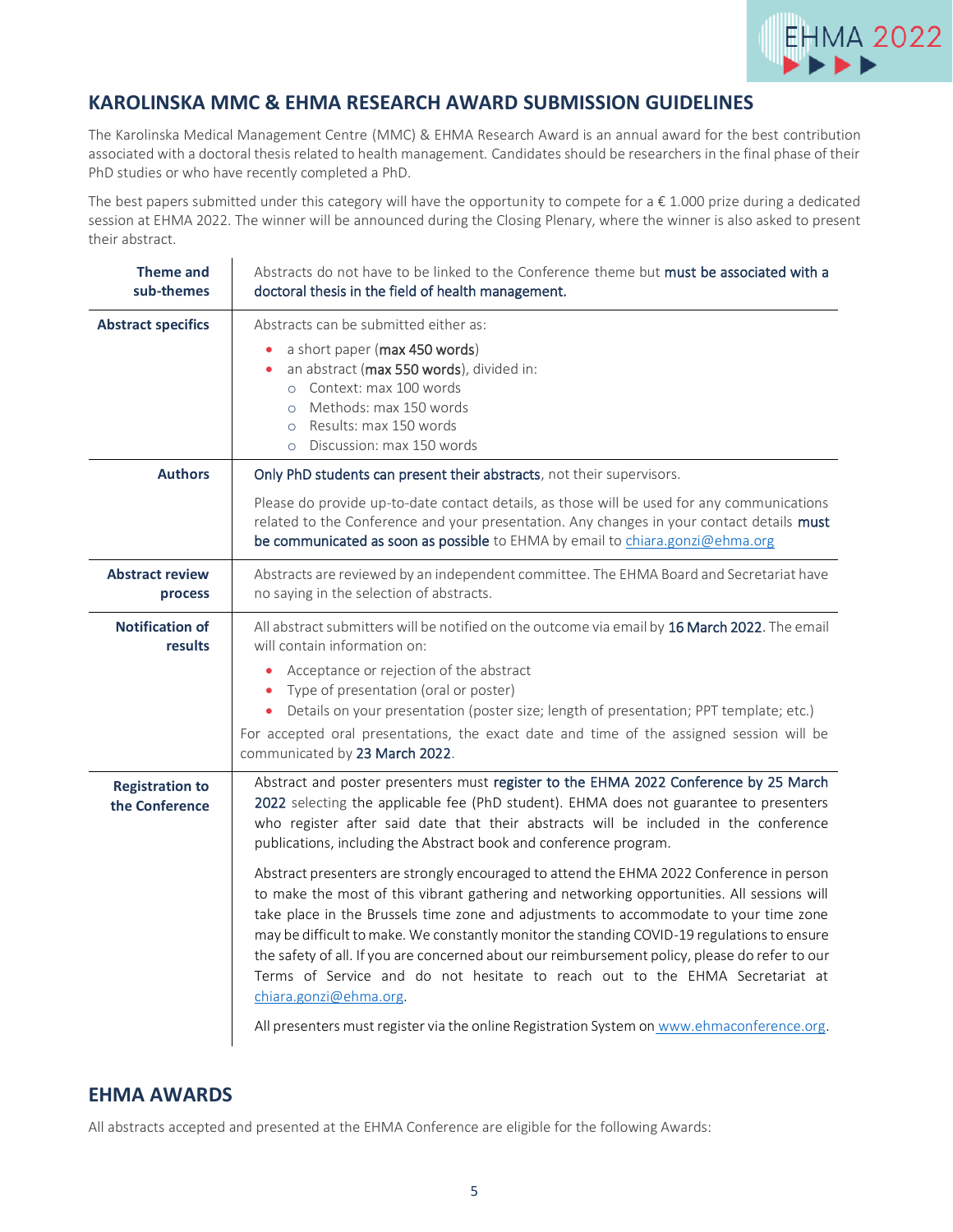## KAROLINSKA MMC & EHMA RESEARCH AWARD SUBMISSION GUIDELINES

The Karolinska Medical Management Centre (MMC) & EHMA Research Award is an annual award for the best contribution associated with a doctoral thesis related to health management. Candidates should be researchers in the final phase of their PhD studies or who have recently completed a PhD.

The best papers submitted under this category will have the opportunity to compete for a € 1.000 prize during a dedicated session at EHMA 2022. The winner will be announced during the Closing Plenary, where the winner is also asked to present their abstract.

| | |
|---|---|
| **Theme and sub-themes** | Abstracts do not have to be linked to the Conference theme but **must be associated with a doctoral thesis in the field of health management.** |
| **Abstract specifics** | Abstracts can be submitted either as:<br>• a short paper (**max 450 words**)<br>• an abstract (**max 550 words**), divided in:<br>&nbsp;&nbsp;○ Context: max 100 words<br>&nbsp;&nbsp;○ Methods: max 150 words<br>&nbsp;&nbsp;○ Results: max 150 words<br>&nbsp;&nbsp;○ Discussion: max 150 words |
| **Authors** | **Only PhD students can present their abstracts**, not their supervisors.<br><br>Please do provide up-to-date contact details, as those will be used for any communications related to the Conference and your presentation. Any changes in your contact details **must be communicated as soon as possible** to EHMA by email to chiara.gonzi@ehma.org |
| **Abstract review process** | Abstracts are reviewed by an independent committee. The EHMA Board and Secretariat have no saying in the selection of abstracts. |
| **Notification of results** | All abstract submitters will be notified on the outcome via email by **16 March 2022**. The email will contain information on:<br>• Acceptance or rejection of the abstract<br>• Type of presentation (oral or poster)<br>• Details on your presentation (poster size; length of presentation; PPT template; etc.)<br><br>For accepted oral presentations, the exact date and time of the assigned session will be communicated by **23 March 2022**. |
| **Registration to the Conference** | Abstract and poster presenters must **register to the EHMA 2022 Conference by 25 March 2022** selecting the applicable fee (PhD student). EHMA does not guarantee to presenters who register after said date that their abstracts will be included in the conference publications, including the Abstract book and conference program.<br><br>Abstract presenters are strongly encouraged to attend the EHMA 2022 Conference in person to make the most of this vibrant gathering and networking opportunities. All sessions will take place in the Brussels time zone and adjustments to accommodate to your time zone may be difficult to make. We constantly monitor the standing COVID-19 regulations to ensure the safety of all. If you are concerned about our reimbursement policy, please do refer to our Terms of Service and do not hesitate to reach out to the EHMA Secretariat at chiara.gonzi@ehma.org.<br><br>All presenters must register via the online Registration System on www.ehmaconference.org. |

## EHMA AWARDS

All abstracts accepted and presented at the EHMA Conference are eligible for the following Awards: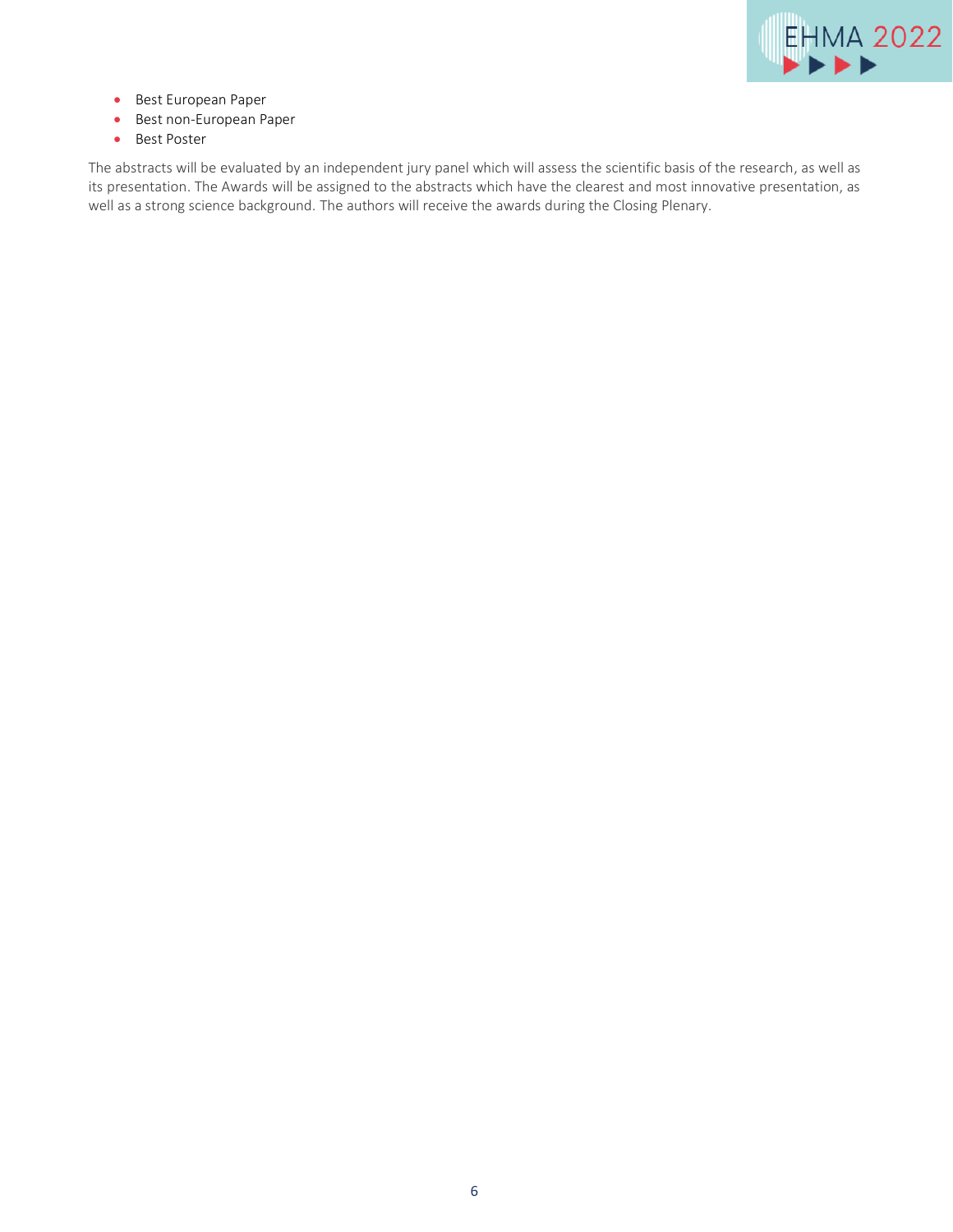- Best European Paper
- Best non-European Paper
- Best Poster

The abstracts will be evaluated by an independent jury panel which will assess the scientific basis of the research, as well as its presentation. The Awards will be assigned to the abstracts which have the clearest and most innovative presentation, as well as a strong science background. The authors will receive the awards during the Closing Plenary.